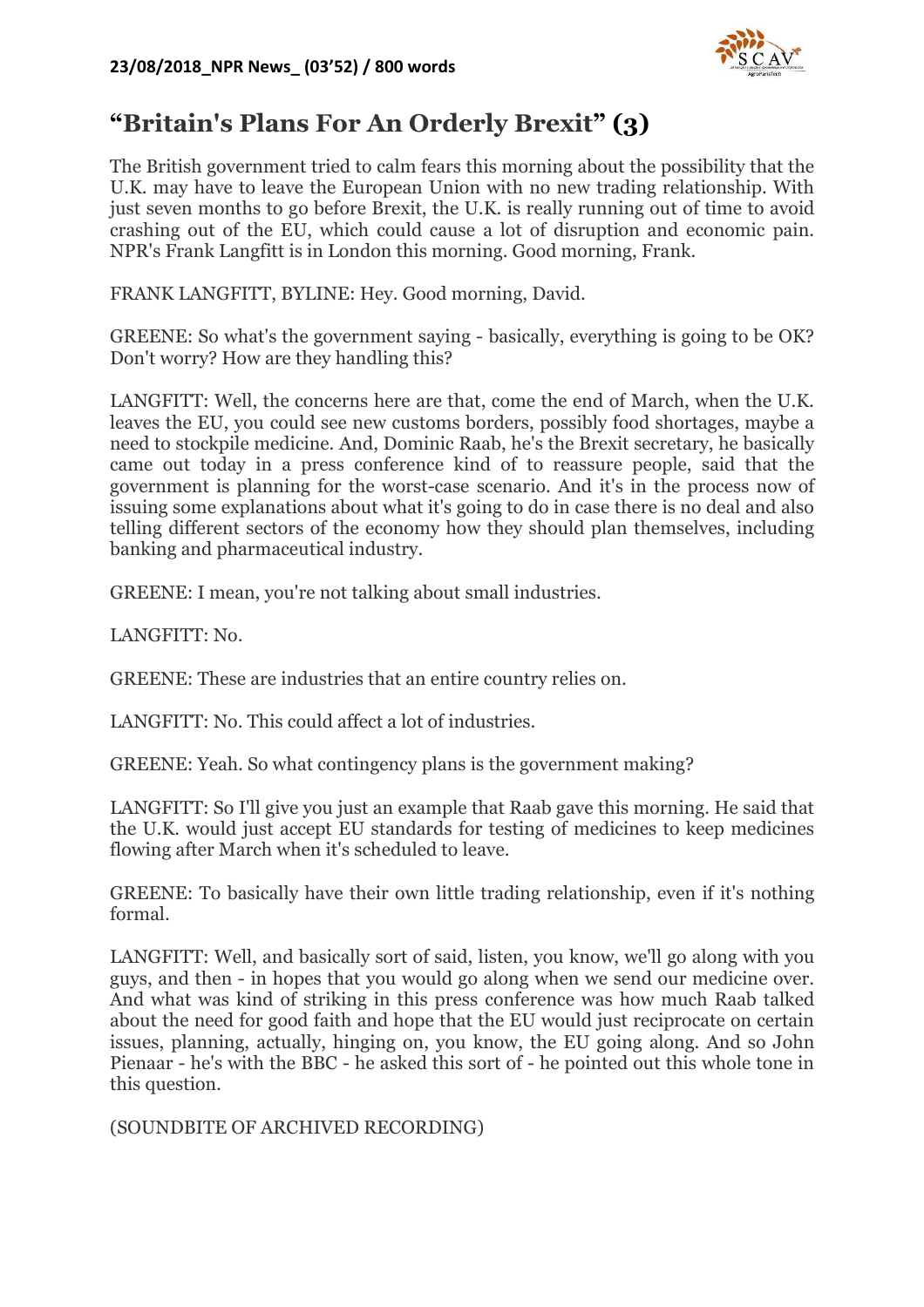**23/08/2018_NPR News_ (03'52) / 800 words**

# "Britain's Plans For An Orderly Brexit" (3)

The British government tried to calm fears this morning about the possibility that the U.K. may have to leave the European Union with no new trading relationship. With just seven months to go before Brexit, the U.K. is really running out of time to avoid crashing out of the EU, which could cause a lot of disruption and economic pain. NPR's Frank Langfitt is in London this morning. Good morning, Frank.

FRANK LANGFITT, BYLINE: Hey. Good morning, David.

GREENE: So what's the government saying - basically, everything is going to be OK? Don't worry? How are they handling this?

LANGFITT: Well, the concerns here are that, come the end of March, when the U.K. leaves the EU, you could see new customs borders, possibly food shortages, maybe a need to stockpile medicine. And, Dominic Raab, he's the Brexit secretary, he basically came out today in a press conference kind of to reassure people, said that the government is planning for the worst-case scenario. And it's in the process now of issuing some explanations about what it's going to do in case there is no deal and also telling different sectors of the economy how they should plan themselves, including banking and pharmaceutical industry.

GREENE: I mean, you're not talking about small industries.

LANGFITT: No.

GREENE: These are industries that an entire country relies on.

LANGFITT: No. This could affect a lot of industries.

GREENE: Yeah. So what contingency plans is the government making?

LANGFITT: So I'll give you just an example that Raab gave this morning. He said that the U.K. would just accept EU standards for testing of medicines to keep medicines flowing after March when it's scheduled to leave.

GREENE: To basically have their own little trading relationship, even if it's nothing formal.

LANGFITT: Well, and basically sort of said, listen, you know, we'll go along with you guys, and then - in hopes that you would go along when we send our medicine over. And what was kind of striking in this press conference was how much Raab talked about the need for good faith and hope that the EU would just reciprocate on certain issues, planning, actually, hinging on, you know, the EU going along. And so John Pienaar - he's with the BBC - he asked this sort of - he pointed out this whole tone in this question.

(SOUNDBITE OF ARCHIVED RECORDING)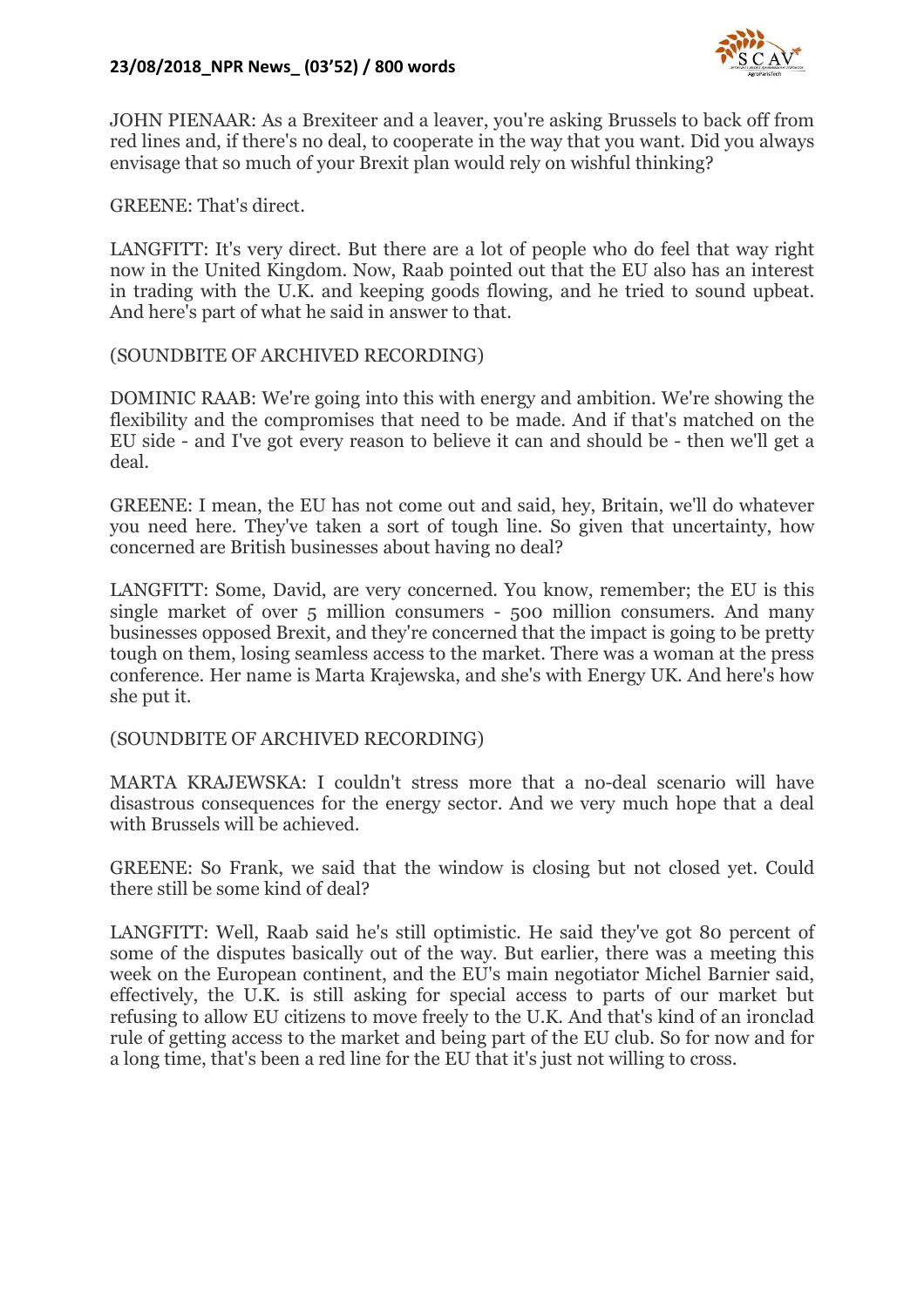JOHN PIENAAR: As a Brexiteer and a leaver, you're asking Brussels to back off from red lines and, if there's no deal, to cooperate in the way that you want. Did you always envisage that so much of your Brexit plan would rely on wishful thinking?

GREENE: That's direct.

LANGFITT: It's very direct. But there are a lot of people who do feel that way right now in the United Kingdom. Now, Raab pointed out that the EU also has an interest in trading with the U.K. and keeping goods flowing, and he tried to sound upbeat. And here's part of what he said in answer to that.

(SOUNDBITE OF ARCHIVED RECORDING)

DOMINIC RAAB: We're going into this with energy and ambition. We're showing the flexibility and the compromises that need to be made. And if that's matched on the EU side - and I've got every reason to believe it can and should be - then we'll get a deal.

GREENE: I mean, the EU has not come out and said, hey, Britain, we'll do whatever you need here. They've taken a sort of tough line. So given that uncertainty, how concerned are British businesses about having no deal?

LANGFITT: Some, David, are very concerned. You know, remember; the EU is this single market of over 5 million consumers - 500 million consumers. And many businesses opposed Brexit, and they're concerned that the impact is going to be pretty tough on them, losing seamless access to the market. There was a woman at the press conference. Her name is Marta Krajewska, and she's with Energy UK. And here's how she put it.

(SOUNDBITE OF ARCHIVED RECORDING)

MARTA KRAJEWSKA: I couldn't stress more that a no-deal scenario will have disastrous consequences for the energy sector. And we very much hope that a deal with Brussels will be achieved.

GREENE: So Frank, we said that the window is closing but not closed yet. Could there still be some kind of deal?

LANGFITT: Well, Raab said he's still optimistic. He said they've got 80 percent of some of the disputes basically out of the way. But earlier, there was a meeting this week on the European continent, and the EU's main negotiator Michel Barnier said, effectively, the U.K. is still asking for special access to parts of our market but refusing to allow EU citizens to move freely to the U.K. And that's kind of an ironclad rule of getting access to the market and being part of the EU club. So for now and for a long time, that's been a red line for the EU that it's just not willing to cross.